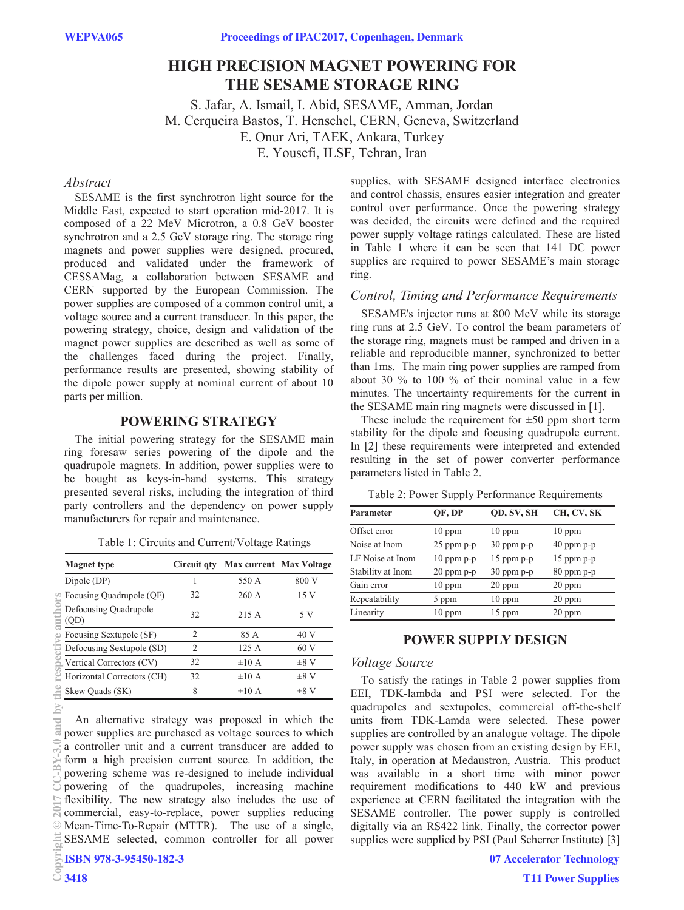# HIGH PRECISION MAGNET POWERING FOR THE SESAME STORAGE RING

S. Jafar, A. Ismail, I. Abid, SESAME, Amman, Jordan
M. Cerqueira Bastos, T. Henschel, CERN, Geneva, Switzerland
E. Onur Ari, TAEK, Ankara, Turkey
E. Yousefi, ILSF, Tehran, Iran

## *Abstract*

SESAME is the first synchrotron light source for the Middle East, expected to start operation mid-2017. It is composed of a 22 MeV Microtron, a 0.8 GeV booster synchrotron and a 2.5 GeV storage ring. The storage ring magnets and power supplies were designed, procured, produced and validated under the framework of CESSAMag, a collaboration between SESAME and CERN supported by the European Commission. The power supplies are composed of a common control unit, a voltage source and a current transducer. In this paper, the powering strategy, choice, design and validation of the magnet power supplies are described as well as some of the challenges faced during the project. Finally, performance results are presented, showing stability of the dipole power supply at nominal current of about 10 parts per million.

## POWERING STRATEGY

The initial powering strategy for the SESAME main ring foresaw series powering of the dipole and the quadrupole magnets. In addition, power supplies were to be bought as keys-in-hand systems. This strategy presented several risks, including the integration of third party controllers and the dependency on power supply manufacturers for repair and maintenance.

Table 1: Circuits and Current/Voltage Ratings

| Magnet type | Circuit qty | Max current | Max Voltage |
|---|---|---|---|
| Dipole (DP) | 1 | 550 A | 800 V |
| Focusing Quadrupole (QF) | 32 | 260 A | 15 V |
| Defocusing Quadrupole (QD) | 32 | 215 A | 5 V |
| Focusing Sextupole (SF) | 2 | 85 A | 40 V |
| Defocusing Sextupole (SD) | 2 | 125 A | 60 V |
| Vertical Correctors (CV) | 32 | ±10 A | ±8 V |
| Horizontal Correctors (CH) | 32 | ±10 A | ±8 V |
| Skew Quads (SK) | 8 | ±10 A | ±8 V |

An alternative strategy was proposed in which the power supplies are purchased as voltage sources to which a controller unit and a current transducer are added to form a high precision current source. In addition, the powering scheme was re-designed to include individual powering of the quadrupoles, increasing machine flexibility. The new strategy also includes the use of commercial, easy-to-replace, power supplies reducing Mean-Time-To-Repair (MTTR). The use of a single, SESAME selected, common controller for all power supplies, with SESAME designed interface electronics and control chassis, ensures easier integration and greater control over performance. Once the powering strategy was decided, the circuits were defined and the required power supply voltage ratings calculated. These are listed in Table 1 where it can be seen that 141 DC power supplies are required to power SESAME's main storage ring.

### *Control, Timing and Performance Requirements*

SESAME's injector runs at 800 MeV while its storage ring runs at 2.5 GeV. To control the beam parameters of the storage ring, magnets must be ramped and driven in a reliable and reproducible manner, synchronized to better than 1ms. The main ring power supplies are ramped from about 30 % to 100 % of their nominal value in a few minutes. The uncertainty requirements for the current in the SESAME main ring magnets were discussed in [1].

These include the requirement for ±50 ppm short term stability for the dipole and focusing quadrupole current. In [2] these requirements were interpreted and extended resulting in the set of power converter performance parameters listed in Table 2.

Table 2: Power Supply Performance Requirements

| Parameter | QF, DP | QD, SV, SH | CH, CV, SK |
|---|---|---|---|
| Offset error | 10 ppm | 10 ppm | 10 ppm |
| Noise at Inom | 25 ppm p-p | 30 ppm p-p | 40 ppm p-p |
| LF Noise at Inom | 10 ppm p-p | 15 ppm p-p | 15 ppm p-p |
| Stability at Inom | 20 ppm p-p | 30 ppm p-p | 80 ppm p-p |
| Gain error | 10 ppm | 20 ppm | 20 ppm |
| Repeatability | 5 ppm | 10 ppm | 20 ppm |
| Linearity | 10 ppm | 15 ppm | 20 ppm |

## POWER SUPPLY DESIGN

### *Voltage Source*

To satisfy the ratings in Table 2 power supplies from EEI, TDK-lambda and PSI were selected. For the quadrupoles and sextupoles, commercial off-the-shelf units from TDK-Lamda were selected. These power supplies are controlled by an analogue voltage. The dipole power supply was chosen from an existing design by EEI, Italy, in operation at Medaustron, Austria. This product was available in a short time with minor power requirement modifications to 440 kW and previous experience at CERN facilitated the integration with the SESAME controller. The power supply is controlled digitally via an RS422 link. Finally, the corrector power supplies were supplied by PSI (Paul Scherrer Institute) [3]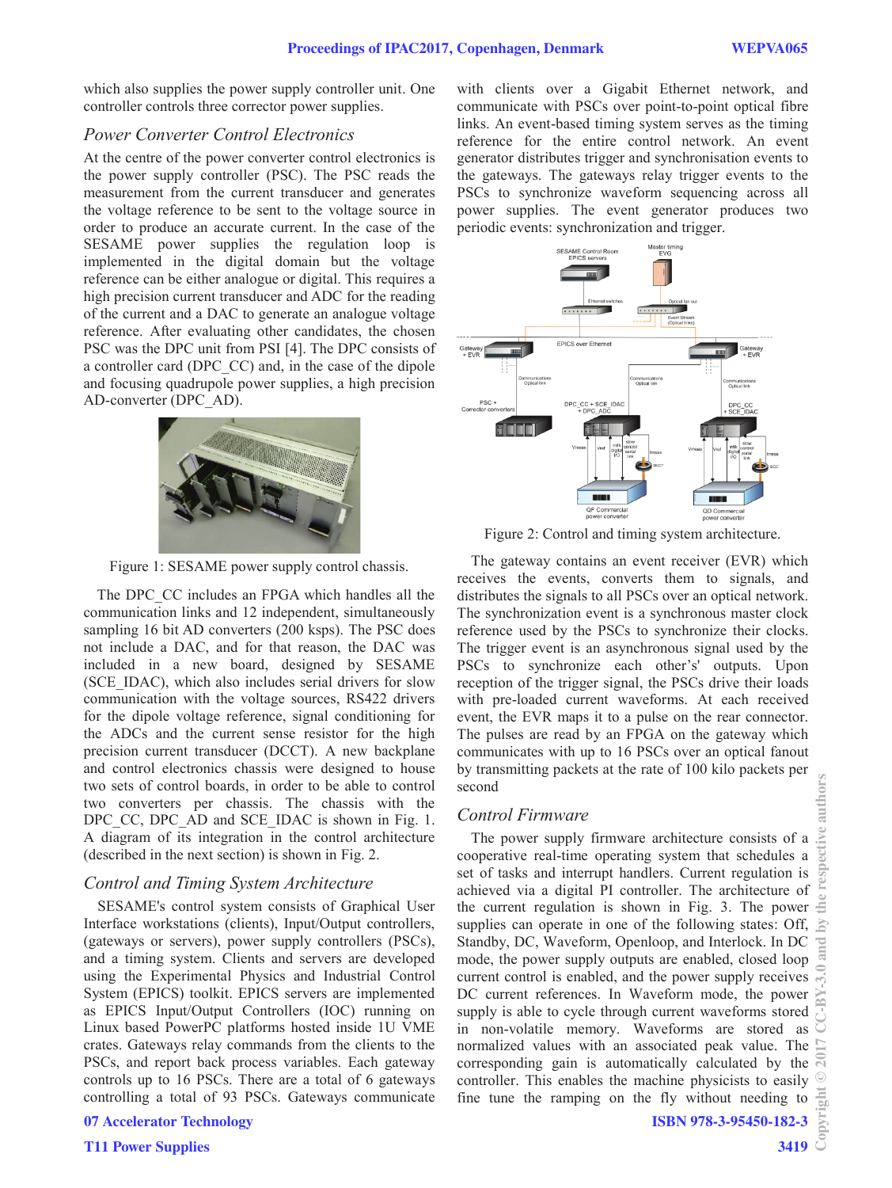which also supplies the power supply controller unit. One controller controls three corrector power supplies.

### *Power Converter Control Electronics*

At the centre of the power converter control electronics is the power supply controller (PSC). The PSC reads the measurement from the current transducer and generates the voltage reference to be sent to the voltage source in order to produce an accurate current. In the case of the SESAME power supplies the regulation loop is implemented in the digital domain but the voltage reference can be either analogue or digital. This requires a high precision current transducer and ADC for the reading of the current and a DAC to generate an analogue voltage reference. After evaluating other candidates, the chosen PSC was the DPC unit from PSI [4]. The DPC consists of a controller card (DPC_CC) and, in the case of the dipole and focusing quadrupole power supplies, a high precision AD-converter (DPC_AD).

Figure 1: SESAME power supply control chassis.

The DPC_CC includes an FPGA which handles all the communication links and 12 independent, simultaneously sampling 16 bit AD converters (200 ksps). The PSC does not include a DAC, and for that reason, the DAC was included in a new board, designed by SESAME (SCE_IDAC), which also includes serial drivers for slow communication with the voltage sources, RS422 drivers for the dipole voltage reference, signal conditioning for the ADCs and the current sense resistor for the high precision current transducer (DCCT). A new backplane and control electronics chassis were designed to house two sets of control boards, in order to be able to control two converters per chassis. The chassis with the DPC_CC, DPC_AD and SCE_IDAC is shown in Fig. 1. A diagram of its integration in the control architecture (described in the next section) is shown in Fig. 2.

### *Control and Timing System Architecture*

SESAME's control system consists of Graphical User Interface workstations (clients), Input/Output controllers, (gateways or servers), power supply controllers (PSCs), and a timing system. Clients and servers are developed using the Experimental Physics and Industrial Control System (EPICS) toolkit. EPICS servers are implemented as EPICS Input/Output Controllers (IOC) running on Linux based PowerPC platforms hosted inside 1U VME crates. Gateways relay commands from the clients to the PSCs, and report back process variables. Each gateway controls up to 16 PSCs. There are a total of 6 gateways controlling a total of 93 PSCs. Gateways communicate with clients over a Gigabit Ethernet network, and communicate with PSCs over point-to-point optical fibre links. An event-based timing system serves as the timing reference for the entire control network. An event generator distributes trigger and synchronisation events to the gateways. The gateways relay trigger events to the PSCs to synchronize waveform sequencing across all power supplies. The event generator produces two periodic events: synchronization and trigger.

Figure 2: Control and timing system architecture.

The gateway contains an event receiver (EVR) which receives the events, converts them to signals, and distributes the signals to all PSCs over an optical network. The synchronization event is a synchronous master clock reference used by the PSCs to synchronize their clocks. The trigger event is an asynchronous signal used by the PSCs to synchronize each other's' outputs. Upon reception of the trigger signal, the PSCs drive their loads with pre-loaded current waveforms. At each received event, the EVR maps it to a pulse on the rear connector. The pulses are read by an FPGA on the gateway which communicates with up to 16 PSCs over an optical fanout by transmitting packets at the rate of 100 kilo packets per second

### *Control Firmware*

The power supply firmware architecture consists of a cooperative real-time operating system that schedules a set of tasks and interrupt handlers. Current regulation is achieved via a digital PI controller. The architecture of the current regulation is shown in Fig. 3. The power supplies can operate in one of the following states: Off, Standby, DC, Waveform, Openloop, and Interlock. In DC mode, the power supply outputs are enabled, closed loop current control is enabled, and the power supply receives DC current references. In Waveform mode, the power supply is able to cycle through current waveforms stored in non-volatile memory. Waveforms are stored as normalized values with an associated peak value. The corresponding gain is automatically calculated by the controller. This enables the machine physicists to easily fine tune the ramping on the fly without needing to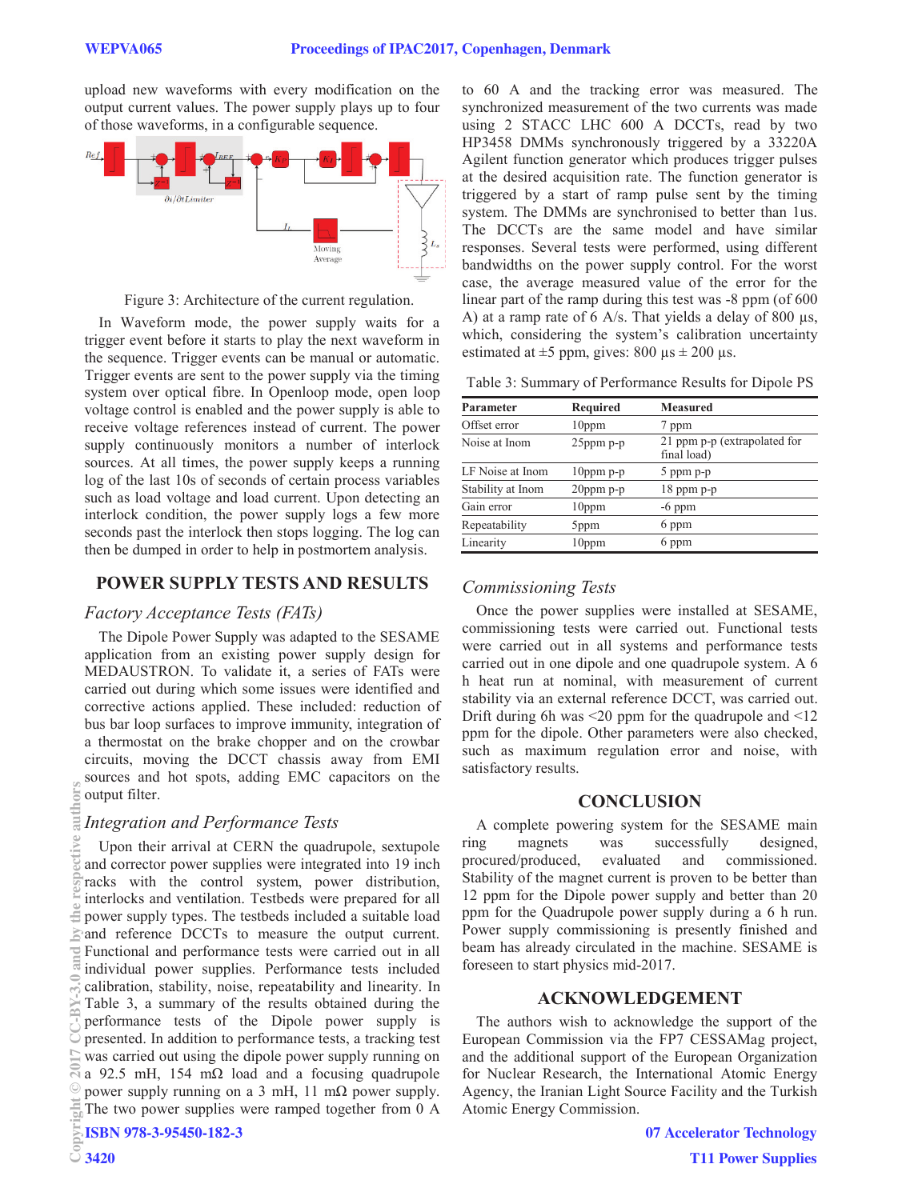upload new waveforms with every modification on the output current values. The power supply plays up to four of those waveforms, in a configurable sequence.

Figure 3: Architecture of the current regulation.

In Waveform mode, the power supply waits for a trigger event before it starts to play the next waveform in the sequence. Trigger events can be manual or automatic. Trigger events are sent to the power supply via the timing system over optical fibre. In Openloop mode, open loop voltage control is enabled and the power supply is able to receive voltage references instead of current. The power supply continuously monitors a number of interlock sources. At all times, the power supply keeps a running log of the last 10s of seconds of certain process variables such as load voltage and load current. Upon detecting an interlock condition, the power supply logs a few more seconds past the interlock then stops logging. The log can then be dumped in order to help in postmortem analysis.

## POWER SUPPLY TESTS AND RESULTS

### *Factory Acceptance Tests (FATs)*

The Dipole Power Supply was adapted to the SESAME application from an existing power supply design for MEDAUSTRON. To validate it, a series of FATs were carried out during which some issues were identified and corrective actions applied. These included: reduction of bus bar loop surfaces to improve immunity, integration of a thermostat on the brake chopper and on the crowbar circuits, moving the DCCT chassis away from EMI sources and hot spots, adding EMC capacitors on the output filter.

### *Integration and Performance Tests*

Upon their arrival at CERN the quadrupole, sextupole and corrector power supplies were integrated into 19 inch racks with the control system, power distribution, interlocks and ventilation. Testbeds were prepared for all power supply types. The testbeds included a suitable load and reference DCCTs to measure the output current. Functional and performance tests were carried out in all individual power supplies. Performance tests included calibration, stability, noise, repeatability and linearity. In Table 3, a summary of the results obtained during the performance tests of the Dipole power supply is presented. In addition to performance tests, a tracking test was carried out using the dipole power supply running on a 92.5 mH, 154 mΩ load and a focusing quadrupole power supply running on a 3 mH, 11 mΩ power supply. The two power supplies were ramped together from 0 A to 60 A and the tracking error was measured. The synchronized measurement of the two currents was made using 2 STACC LHC 600 A DCCTs, read by two HP3458 DMMs synchronously triggered by a 33220A Agilent function generator which produces trigger pulses at the desired acquisition rate. The function generator is triggered by a start of ramp pulse sent by the timing system. The DMMs are synchronised to better than 1us. The DCCTs are the same model and have similar responses. Several tests were performed, using different bandwidths on the power supply control. For the worst case, the average measured value of the error for the linear part of the ramp during this test was -8 ppm (of 600 A) at a ramp rate of 6 A/s. That yields a delay of 800 µs, which, considering the system's calibration uncertainty estimated at ±5 ppm, gives: 800 µs ± 200 µs.

Table 3: Summary of Performance Results for Dipole PS

| Parameter | Required | Measured |
|---|---|---|
| Offset error | 10ppm | 7 ppm |
| Noise at Inom | 25ppm p-p | 21 ppm p-p (extrapolated for final load) |
| LF Noise at Inom | 10ppm p-p | 5 ppm p-p |
| Stability at Inom | 20ppm p-p | 18 ppm p-p |
| Gain error | 10ppm | -6 ppm |
| Repeatability | 5ppm | 6 ppm |
| Linearity | 10ppm | 6 ppm |

### *Commissioning Tests*

Once the power supplies were installed at SESAME, commissioning tests were carried out. Functional tests were carried out in all systems and performance tests carried out in one dipole and one quadrupole system. A 6 h heat run at nominal, with measurement of current stability via an external reference DCCT, was carried out. Drift during 6h was <20 ppm for the quadrupole and <12 ppm for the dipole. Other parameters were also checked, such as maximum regulation error and noise, with satisfactory results.

## CONCLUSION

A complete powering system for the SESAME main ring magnets was successfully designed, procured/produced, evaluated and commissioned. Stability of the magnet current is proven to be better than 12 ppm for the Dipole power supply and better than 20 ppm for the Quadrupole power supply during a 6 h run. Power supply commissioning is presently finished and beam has already circulated in the machine. SESAME is foreseen to start physics mid-2017.

## ACKNOWLEDGEMENT

The authors wish to acknowledge the support of the European Commission via the FP7 CESSAMag project, and the additional support of the European Organization for Nuclear Research, the International Atomic Energy Agency, the Iranian Light Source Facility and the Turkish Atomic Energy Commission.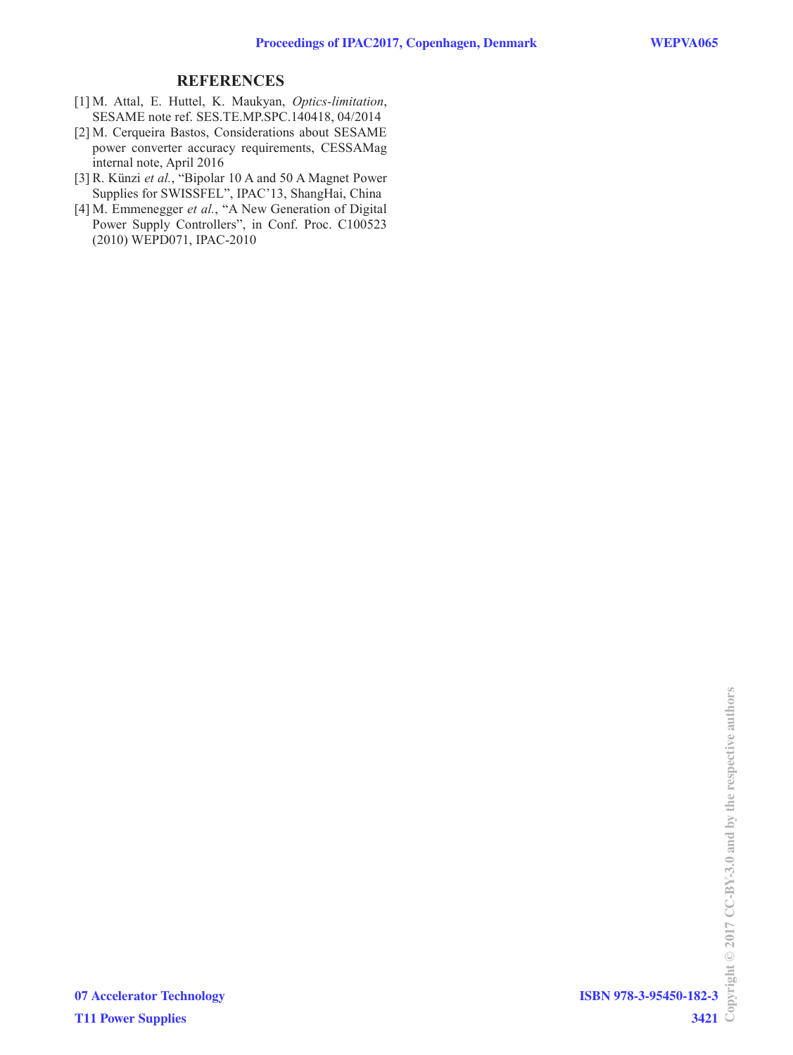## REFERENCES

[1] M. Attal, E. Huttel, K. Maukyan, *Optics-limitation*, SESAME note ref. SES.TE.MP.SPC.140418, 04/2014

[2] M. Cerqueira Bastos, Considerations about SESAME power converter accuracy requirements, CESSAMag internal note, April 2016

[3] R. Künzi *et al.*, "Bipolar 10 A and 50 A Magnet Power Supplies for SWISSFEL", IPAC'13, ShangHai, China

[4] M. Emmenegger *et al.*, "A New Generation of Digital Power Supply Controllers", in Conf. Proc. C100523 (2010) WEPD071, IPAC-2010